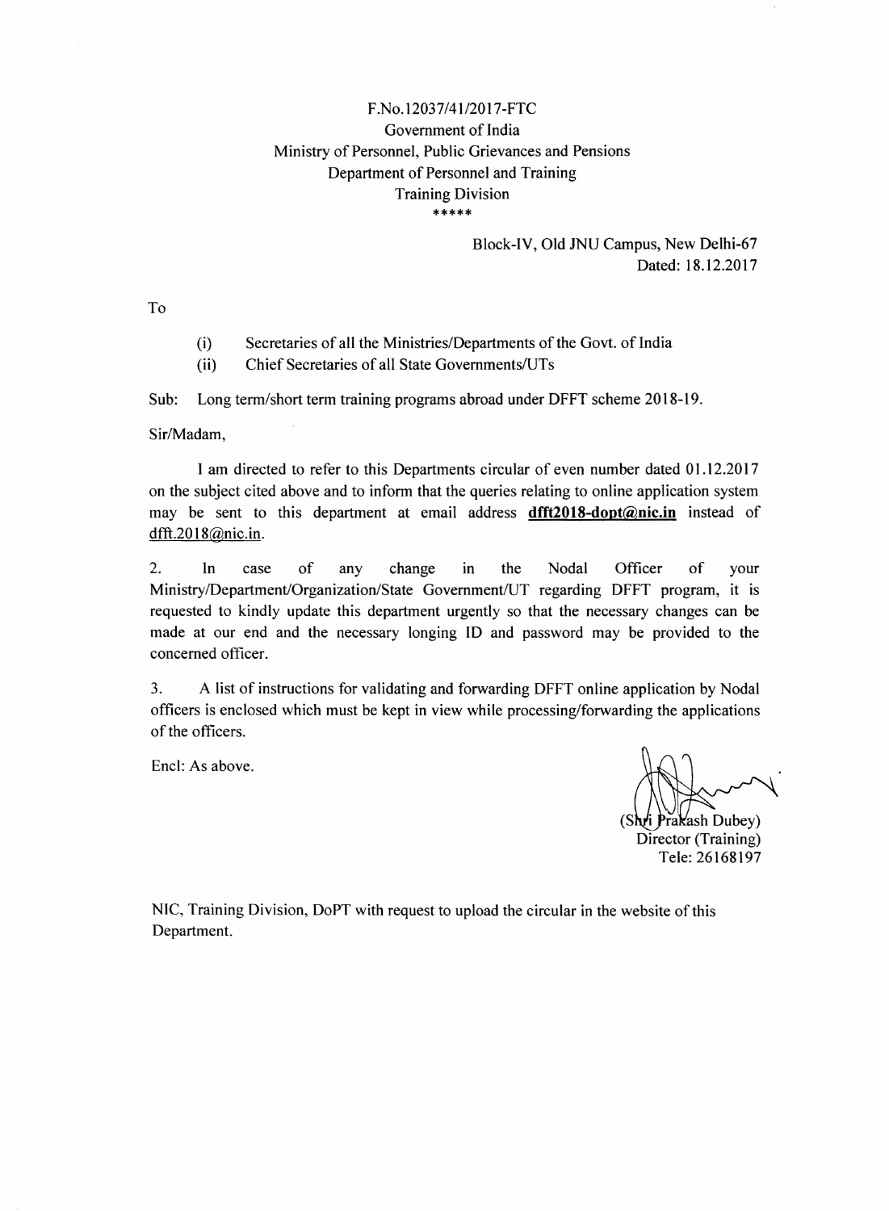F.No.12037/41/2017-FTC
Government of India
Ministry of Personnel, Public Grievances and Pensions
Department of Personnel and Training
Training Division
*****

Block-IV, Old JNU Campus, New Delhi-67
Dated: 18.12.2017

To

(i) Secretaries of all the Ministries/Departments of the Govt. of India
(ii) Chief Secretaries of all State Governments/UTs

Sub: Long term/short term training programs abroad under DFFT scheme 2018-19.

Sir/Madam,

I am directed to refer to this Departments circular of even number dated 01.12.2017 on the subject cited above and to inform that the queries relating to online application system may be sent to this department at email address **dfft2018-dopt@nic.in** instead of dfft.2018@nic.in.

2. In case of any change in the Nodal Officer of your Ministry/Department/Organization/State Government/UT regarding DFFT program, it is requested to kindly update this department urgently so that the necessary changes can be made at our end and the necessary longing ID and password may be provided to the concerned officer.

3. A list of instructions for validating and forwarding DFFT online application by Nodal officers is enclosed which must be kept in view while processing/forwarding the applications of the officers.

Encl: As above.

(Shri Prakash Dubey)
Director (Training)
Tele: 26168197

NIC, Training Division, DoPT with request to upload the circular in the website of this Department.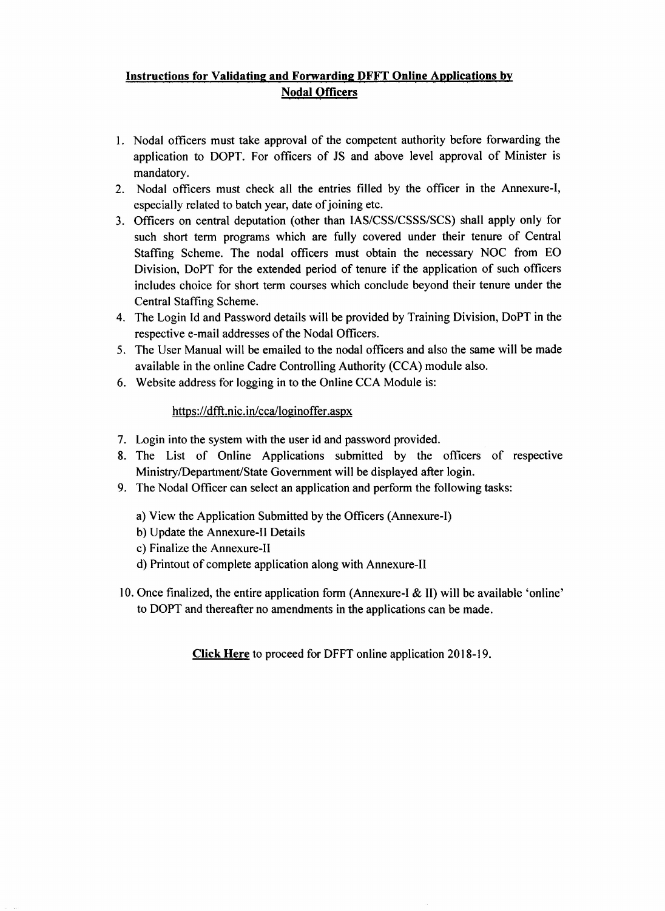## Instructions for Validating and Forwarding DFFT Online Applications by Nodal Officers

1. Nodal officers must take approval of the competent authority before forwarding the application to DOPT. For officers of JS and above level approval of Minister is mandatory.
2. Nodal officers must check all the entries filled by the officer in the Annexure-I, especially related to batch year, date of joining etc.
3. Officers on central deputation (other than IAS/CSS/CSSS/SCS) shall apply only for such short term programs which are fully covered under their tenure of Central Staffing Scheme. The nodal officers must obtain the necessary NOC from EO Division, DoPT for the extended period of tenure if the application of such officers includes choice for short term courses which conclude beyond their tenure under the Central Staffing Scheme.
4. The Login Id and Password details will be provided by Training Division, DoPT in the respective e-mail addresses of the Nodal Officers.
5. The User Manual will be emailed to the nodal officers and also the same will be made available in the online Cadre Controlling Authority (CCA) module also.
6. Website address for logging in to the Online CCA Module is:

   https://dfft.nic.in/cca/loginoffer.aspx

7. Login into the system with the user id and password provided.
8. The List of Online Applications submitted by the officers of respective Ministry/Department/State Government will be displayed after login.
9. The Nodal Officer can select an application and perform the following tasks:

   a) View the Application Submitted by the Officers (Annexure-I)
   b) Update the Annexure-II Details
   c) Finalize the Annexure-II
   d) Printout of complete application along with Annexure-II

10. Once finalized, the entire application form (Annexure-I & II) will be available 'online' to DOPT and thereafter no amendments in the applications can be made.

**Click Here** to proceed for DFFT online application 2018-19.